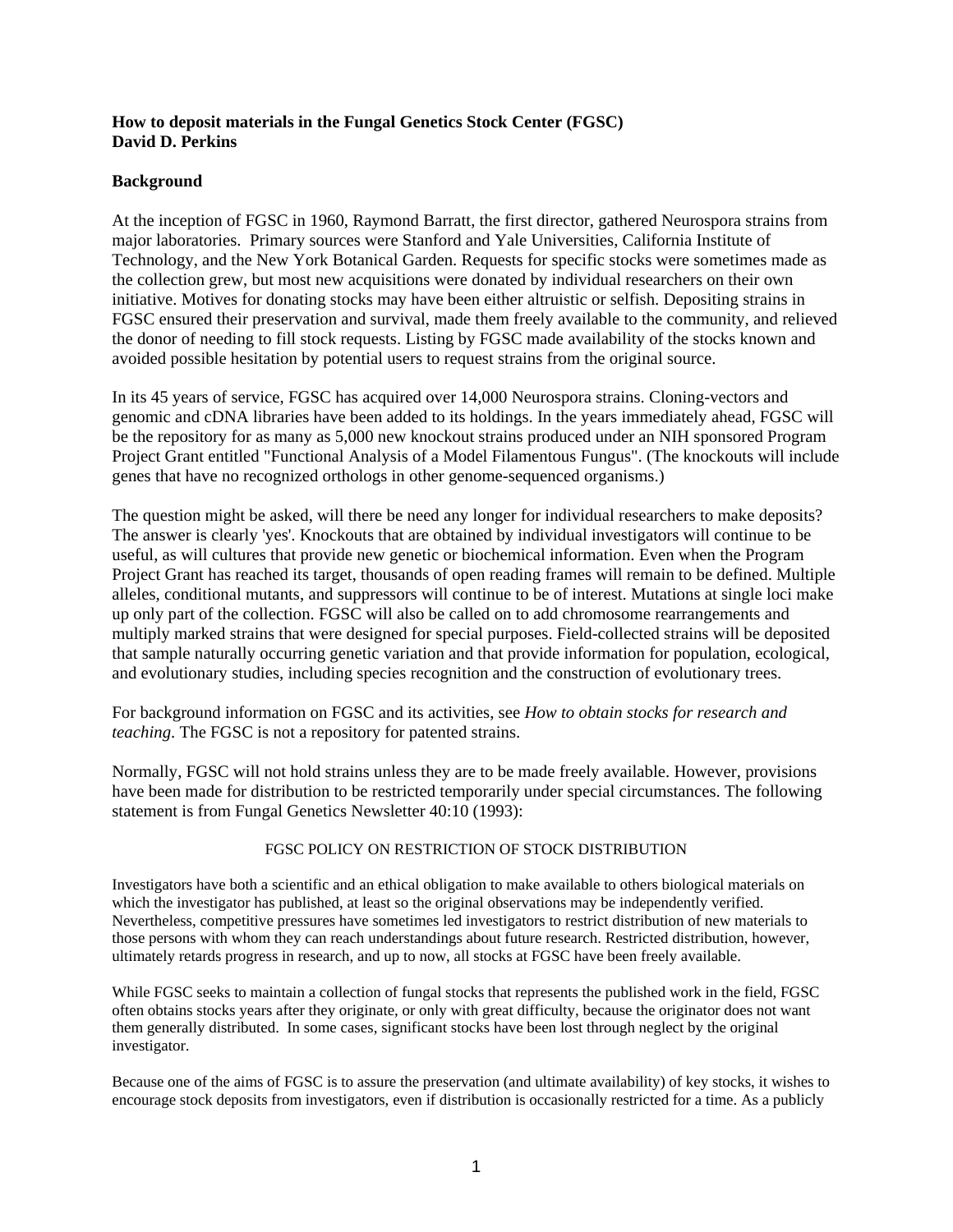**How to deposit materials in the Fungal Genetics Stock Center (FGSC)**
**David D. Perkins**

## Background

At the inception of FGSC in 1960, Raymond Barratt, the first director, gathered Neurospora strains from major laboratories. Primary sources were Stanford and Yale Universities, California Institute of Technology, and the New York Botanical Garden. Requests for specific stocks were sometimes made as the collection grew, but most new acquisitions were donated by individual researchers on their own initiative. Motives for donating stocks may have been either altruistic or selfish. Depositing strains in FGSC ensured their preservation and survival, made them freely available to the community, and relieved the donor of needing to fill stock requests. Listing by FGSC made availability of the stocks known and avoided possible hesitation by potential users to request strains from the original source.

In its 45 years of service, FGSC has acquired over 14,000 Neurospora strains. Cloning-vectors and genomic and cDNA libraries have been added to its holdings. In the years immediately ahead, FGSC will be the repository for as many as 5,000 new knockout strains produced under an NIH sponsored Program Project Grant entitled "Functional Analysis of a Model Filamentous Fungus". (The knockouts will include genes that have no recognized orthologs in other genome-sequenced organisms.)

The question might be asked, will there be need any longer for individual researchers to make deposits? The answer is clearly 'yes'. Knockouts that are obtained by individual investigators will continue to be useful, as will cultures that provide new genetic or biochemical information. Even when the Program Project Grant has reached its target, thousands of open reading frames will remain to be defined. Multiple alleles, conditional mutants, and suppressors will continue to be of interest. Mutations at single loci make up only part of the collection. FGSC will also be called on to add chromosome rearrangements and multiply marked strains that were designed for special purposes. Field-collected strains will be deposited that sample naturally occurring genetic variation and that provide information for population, ecological, and evolutionary studies, including species recognition and the construction of evolutionary trees.

For background information on FGSC and its activities, see *How to obtain stocks for research and teaching*. The FGSC is not a repository for patented strains.

Normally, FGSC will not hold strains unless they are to be made freely available. However, provisions have been made for distribution to be restricted temporarily under special circumstances. The following statement is from Fungal Genetics Newsletter 40:10 (1993):

FGSC POLICY ON RESTRICTION OF STOCK DISTRIBUTION

Investigators have both a scientific and an ethical obligation to make available to others biological materials on which the investigator has published, at least so the original observations may be independently verified. Nevertheless, competitive pressures have sometimes led investigators to restrict distribution of new materials to those persons with whom they can reach understandings about future research. Restricted distribution, however, ultimately retards progress in research, and up to now, all stocks at FGSC have been freely available.

While FGSC seeks to maintain a collection of fungal stocks that represents the published work in the field, FGSC often obtains stocks years after they originate, or only with great difficulty, because the originator does not want them generally distributed. In some cases, significant stocks have been lost through neglect by the original investigator.

Because one of the aims of FGSC is to assure the preservation (and ultimate availability) of key stocks, it wishes to encourage stock deposits from investigators, even if distribution is occasionally restricted for a time. As a publicly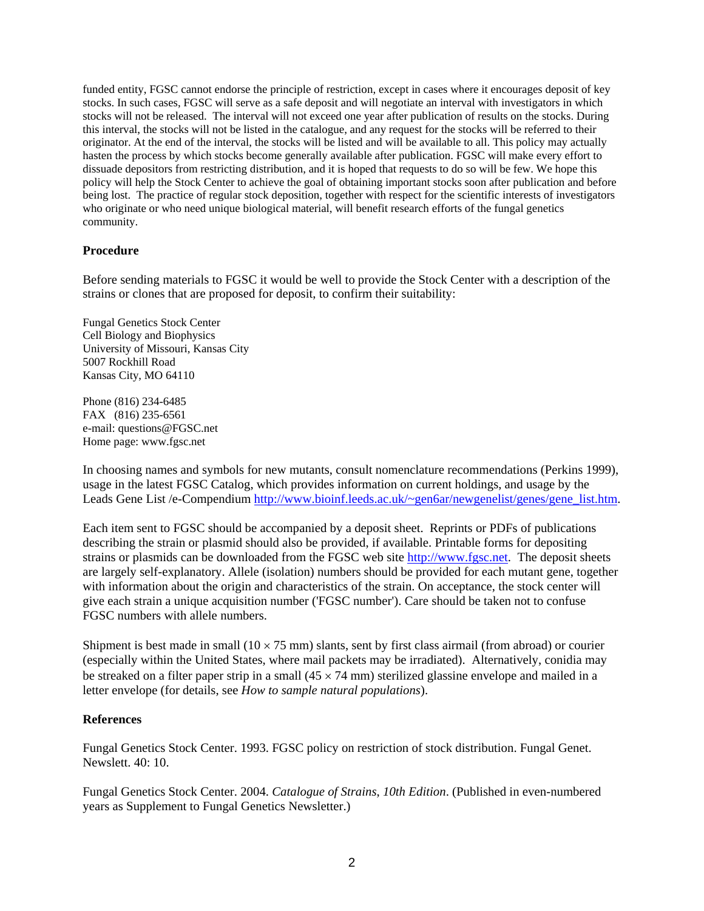funded entity, FGSC cannot endorse the principle of restriction, except in cases where it encourages deposit of key stocks. In such cases, FGSC will serve as a safe deposit and will negotiate an interval with investigators in which stocks will not be released. The interval will not exceed one year after publication of results on the stocks. During this interval, the stocks will not be listed in the catalogue, and any request for the stocks will be referred to their originator. At the end of the interval, the stocks will be listed and will be available to all. This policy may actually hasten the process by which stocks become generally available after publication. FGSC will make every effort to dissuade depositors from restricting distribution, and it is hoped that requests to do so will be few. We hope this policy will help the Stock Center to achieve the goal of obtaining important stocks soon after publication and before being lost. The practice of regular stock deposition, together with respect for the scientific interests of investigators who originate or who need unique biological material, will benefit research efforts of the fungal genetics community.

### Procedure

Before sending materials to FGSC it would be well to provide the Stock Center with a description of the strains or clones that are proposed for deposit, to confirm their suitability:

Fungal Genetics Stock Center
Cell Biology and Biophysics
University of Missouri, Kansas City
5007 Rockhill Road
Kansas City, MO 64110

Phone (816) 234-6485
FAX (816) 235-6561
e-mail: questions@FGSC.net
Home page: www.fgsc.net

In choosing names and symbols for new mutants, consult nomenclature recommendations (Perkins 1999), usage in the latest FGSC Catalog, which provides information on current holdings, and usage by the Leads Gene List /e-Compendium http://www.bioinf.leeds.ac.uk/~gen6ar/newgenelist/genes/gene_list.htm.

Each item sent to FGSC should be accompanied by a deposit sheet. Reprints or PDFs of publications describing the strain or plasmid should also be provided, if available. Printable forms for depositing strains or plasmids can be downloaded from the FGSC web site http://www.fgsc.net. The deposit sheets are largely self-explanatory. Allele (isolation) numbers should be provided for each mutant gene, together with information about the origin and characteristics of the strain. On acceptance, the stock center will give each strain a unique acquisition number ('FGSC number'). Care should be taken not to confuse FGSC numbers with allele numbers.

Shipment is best made in small ($10 \times 75$ mm) slants, sent by first class airmail (from abroad) or courier (especially within the United States, where mail packets may be irradiated). Alternatively, conidia may be streaked on a filter paper strip in a small ($45 \times 74$ mm) sterilized glassine envelope and mailed in a letter envelope (for details, see *How to sample natural populations*).

### References

Fungal Genetics Stock Center. 1993. FGSC policy on restriction of stock distribution. Fungal Genet. Newslett. 40: 10.

Fungal Genetics Stock Center. 2004. *Catalogue of Strains, 10th Edition*. (Published in even-numbered years as Supplement to Fungal Genetics Newsletter.)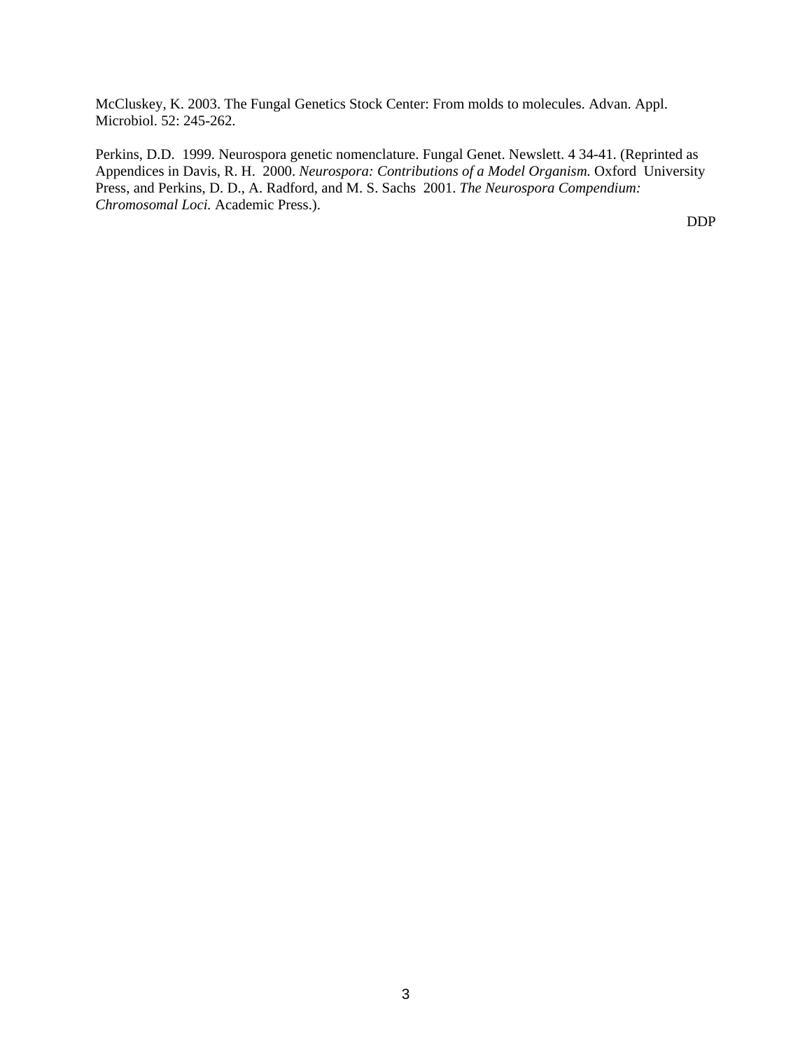McCluskey, K. 2003. The Fungal Genetics Stock Center: From molds to molecules. Advan. Appl. Microbiol. 52: 245-262.

Perkins, D.D. 1999. Neurospora genetic nomenclature. Fungal Genet. Newslett. 4 34-41. (Reprinted as Appendices in Davis, R. H. 2000. *Neurospora: Contributions of a Model Organism.* Oxford University Press, and Perkins, D. D., A. Radford, and M. S. Sachs 2001. *The Neurospora Compendium: Chromosomal Loci.* Academic Press.).

DDP